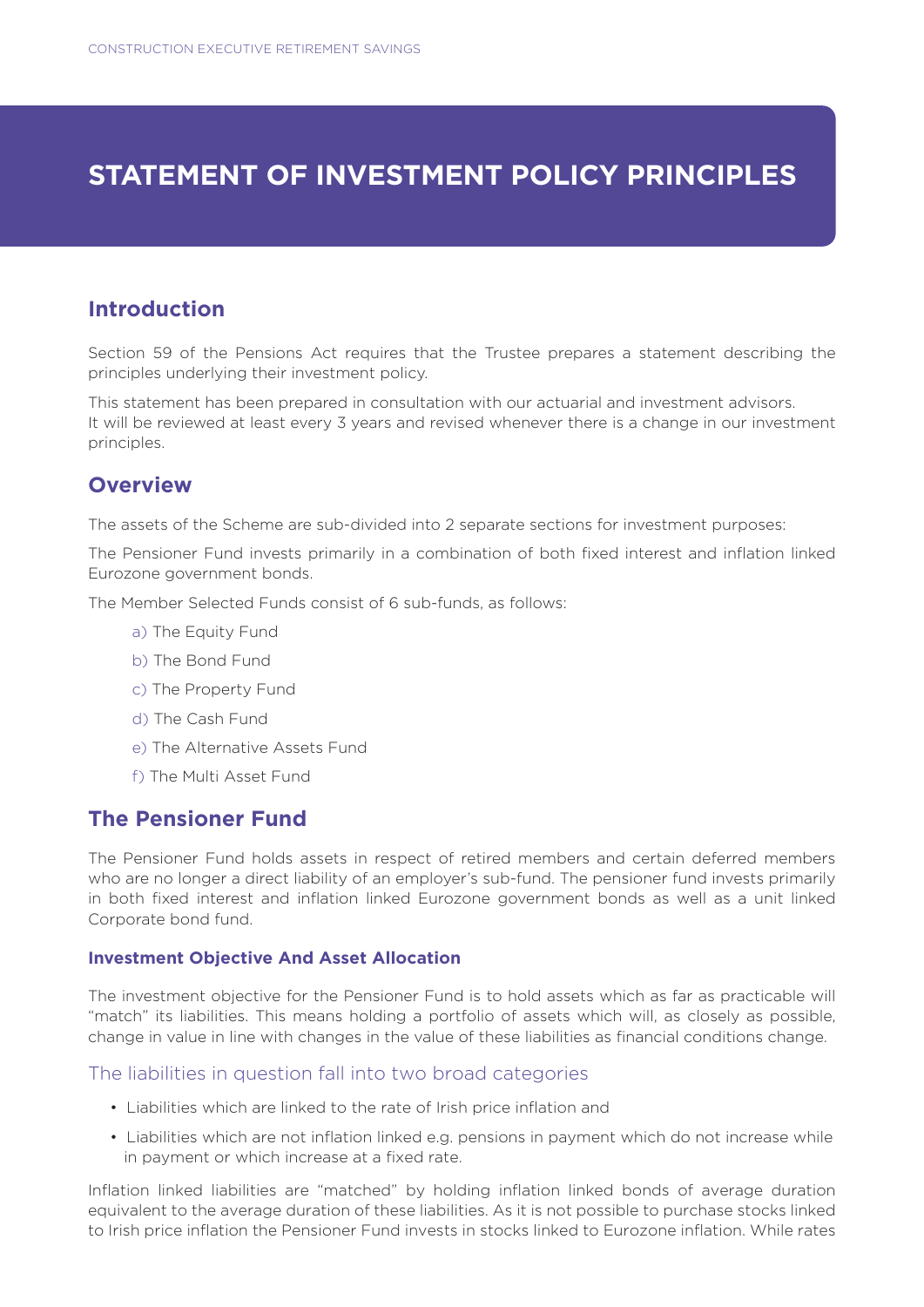# STATEMENT OF INVESTMENT POLICY PRINCIPLES

## Introduction

Section 59 of the Pensions Act requires that the Trustee prepares a statement describing the principles underlying their investment policy.

This statement has been prepared in consultation with our actuarial and investment advisors. It will be reviewed at least every 3 years and revised whenever there is a change in our investment principles.

## Overview

The assets of the Scheme are sub-divided into 2 separate sections for investment purposes:

The Pensioner Fund invests primarily in a combination of both fixed interest and inflation linked Eurozone government bonds.

The Member Selected Funds consist of 6 sub-funds, as follows:

a) The Equity Fund

b) The Bond Fund

c) The Property Fund

d) The Cash Fund

e) The Alternative Assets Fund

f) The Multi Asset Fund

## The Pensioner Fund

The Pensioner Fund holds assets in respect of retired members and certain deferred members who are no longer a direct liability of an employer's sub-fund. The pensioner fund invests primarily in both fixed interest and inflation linked Eurozone government bonds as well as a unit linked Corporate bond fund.

### Investment Objective And Asset Allocation

The investment objective for the Pensioner Fund is to hold assets which as far as practicable will "match" its liabilities. This means holding a portfolio of assets which will, as closely as possible, change in value in line with changes in the value of these liabilities as financial conditions change.

### The liabilities in question fall into two broad categories

- Liabilities which are linked to the rate of Irish price inflation and
- Liabilities which are not inflation linked e.g. pensions in payment which do not increase while in payment or which increase at a fixed rate.

Inflation linked liabilities are "matched" by holding inflation linked bonds of average duration equivalent to the average duration of these liabilities. As it is not possible to purchase stocks linked to Irish price inflation the Pensioner Fund invests in stocks linked to Eurozone inflation. While rates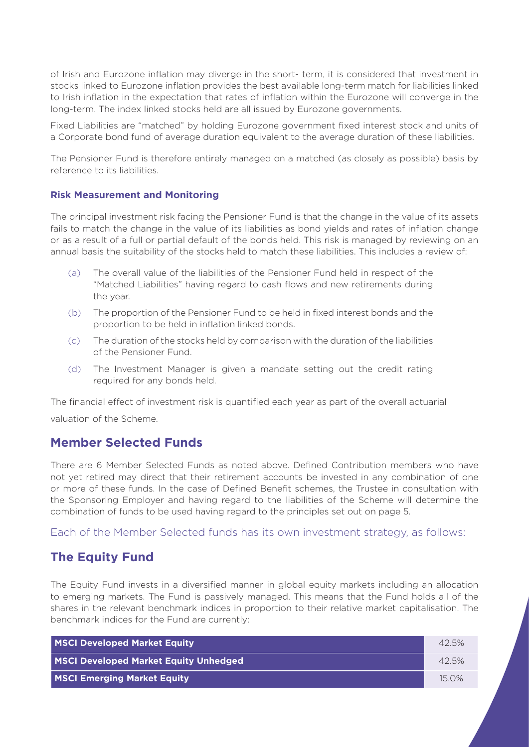of Irish and Eurozone inflation may diverge in the short- term, it is considered that investment in stocks linked to Eurozone inflation provides the best available long-term match for liabilities linked to Irish inflation in the expectation that rates of inflation within the Eurozone will converge in the long-term. The index linked stocks held are all issued by Eurozone governments.

Fixed Liabilities are "matched" by holding Eurozone government fixed interest stock and units of a Corporate bond fund of average duration equivalent to the average duration of these liabilities.

The Pensioner Fund is therefore entirely managed on a matched (as closely as possible) basis by reference to its liabilities.

#### Risk Measurement and Monitoring

The principal investment risk facing the Pensioner Fund is that the change in the value of its assets fails to match the change in the value of its liabilities as bond yields and rates of inflation change or as a result of a full or partial default of the bonds held. This risk is managed by reviewing on an annual basis the suitability of the stocks held to match these liabilities. This includes a review of:

(a) The overall value of the liabilities of the Pensioner Fund held in respect of the "Matched Liabilities" having regard to cash flows and new retirements during the year.

(b) The proportion of the Pensioner Fund to be held in fixed interest bonds and the proportion to be held in inflation linked bonds.

(c) The duration of the stocks held by comparison with the duration of the liabilities of the Pensioner Fund.

(d) The Investment Manager is given a mandate setting out the credit rating required for any bonds held.

The financial effect of investment risk is quantified each year as part of the overall actuarial valuation of the Scheme.

## Member Selected Funds

There are 6 Member Selected Funds as noted above. Defined Contribution members who have not yet retired may direct that their retirement accounts be invested in any combination of one or more of these funds. In the case of Defined Benefit schemes, the Trustee in consultation with the Sponsoring Employer and having regard to the liabilities of the Scheme will determine the combination of funds to be used having regard to the principles set out on page 5.

Each of the Member Selected funds has its own investment strategy, as follows:

## The Equity Fund

The Equity Fund invests in a diversified manner in global equity markets including an allocation to emerging markets. The Fund is passively managed. This means that the Fund holds all of the shares in the relevant benchmark indices in proportion to their relative market capitalisation. The benchmark indices for the Fund are currently:

| Benchmark | Allocation |
|---|---|
| **MSCI Developed Market Equity** | 42.5% |
| **MSCI Developed Market Equity Unhedged** | 42.5% |
| **MSCI Emerging Market Equity** | 15.0% |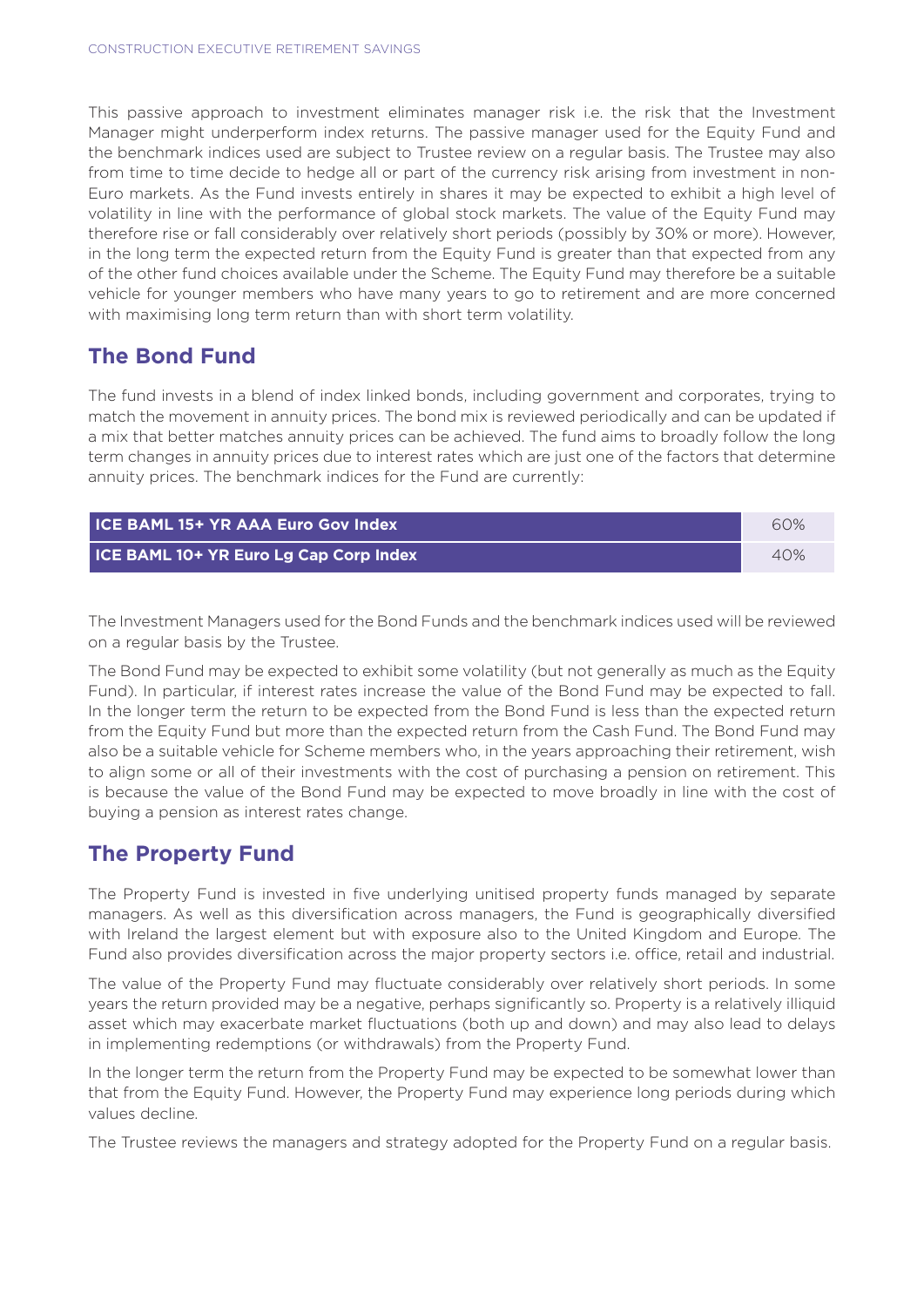This passive approach to investment eliminates manager risk i.e. the risk that the Investment Manager might underperform index returns. The passive manager used for the Equity Fund and the benchmark indices used are subject to Trustee review on a regular basis. The Trustee may also from time to time decide to hedge all or part of the currency risk arising from investment in non-Euro markets. As the Fund invests entirely in shares it may be expected to exhibit a high level of volatility in line with the performance of global stock markets. The value of the Equity Fund may therefore rise or fall considerably over relatively short periods (possibly by 30% or more). However, in the long term the expected return from the Equity Fund is greater than that expected from any of the other fund choices available under the Scheme. The Equity Fund may therefore be a suitable vehicle for younger members who have many years to go to retirement and are more concerned with maximising long term return than with short term volatility.

## The Bond Fund

The fund invests in a blend of index linked bonds, including government and corporates, trying to match the movement in annuity prices. The bond mix is reviewed periodically and can be updated if a mix that better matches annuity prices can be achieved. The fund aims to broadly follow the long term changes in annuity prices due to interest rates which are just one of the factors that determine annuity prices. The benchmark indices for the Fund are currently:

| Index | Weight |
|---|---|
| **ICE BAML 15+ YR AAA Euro Gov Index** | 60% |
| **ICE BAML 10+ YR Euro Lg Cap Corp Index** | 40% |

The Investment Managers used for the Bond Funds and the benchmark indices used will be reviewed on a regular basis by the Trustee.

The Bond Fund may be expected to exhibit some volatility (but not generally as much as the Equity Fund). In particular, if interest rates increase the value of the Bond Fund may be expected to fall. In the longer term the return to be expected from the Bond Fund is less than the expected return from the Equity Fund but more than the expected return from the Cash Fund. The Bond Fund may also be a suitable vehicle for Scheme members who, in the years approaching their retirement, wish to align some or all of their investments with the cost of purchasing a pension on retirement. This is because the value of the Bond Fund may be expected to move broadly in line with the cost of buying a pension as interest rates change.

## The Property Fund

The Property Fund is invested in five underlying unitised property funds managed by separate managers. As well as this diversification across managers, the Fund is geographically diversified with Ireland the largest element but with exposure also to the United Kingdom and Europe. The Fund also provides diversification across the major property sectors i.e. office, retail and industrial.

The value of the Property Fund may fluctuate considerably over relatively short periods. In some years the return provided may be a negative, perhaps significantly so. Property is a relatively illiquid asset which may exacerbate market fluctuations (both up and down) and may also lead to delays in implementing redemptions (or withdrawals) from the Property Fund.

In the longer term the return from the Property Fund may be expected to be somewhat lower than that from the Equity Fund. However, the Property Fund may experience long periods during which values decline.

The Trustee reviews the managers and strategy adopted for the Property Fund on a regular basis.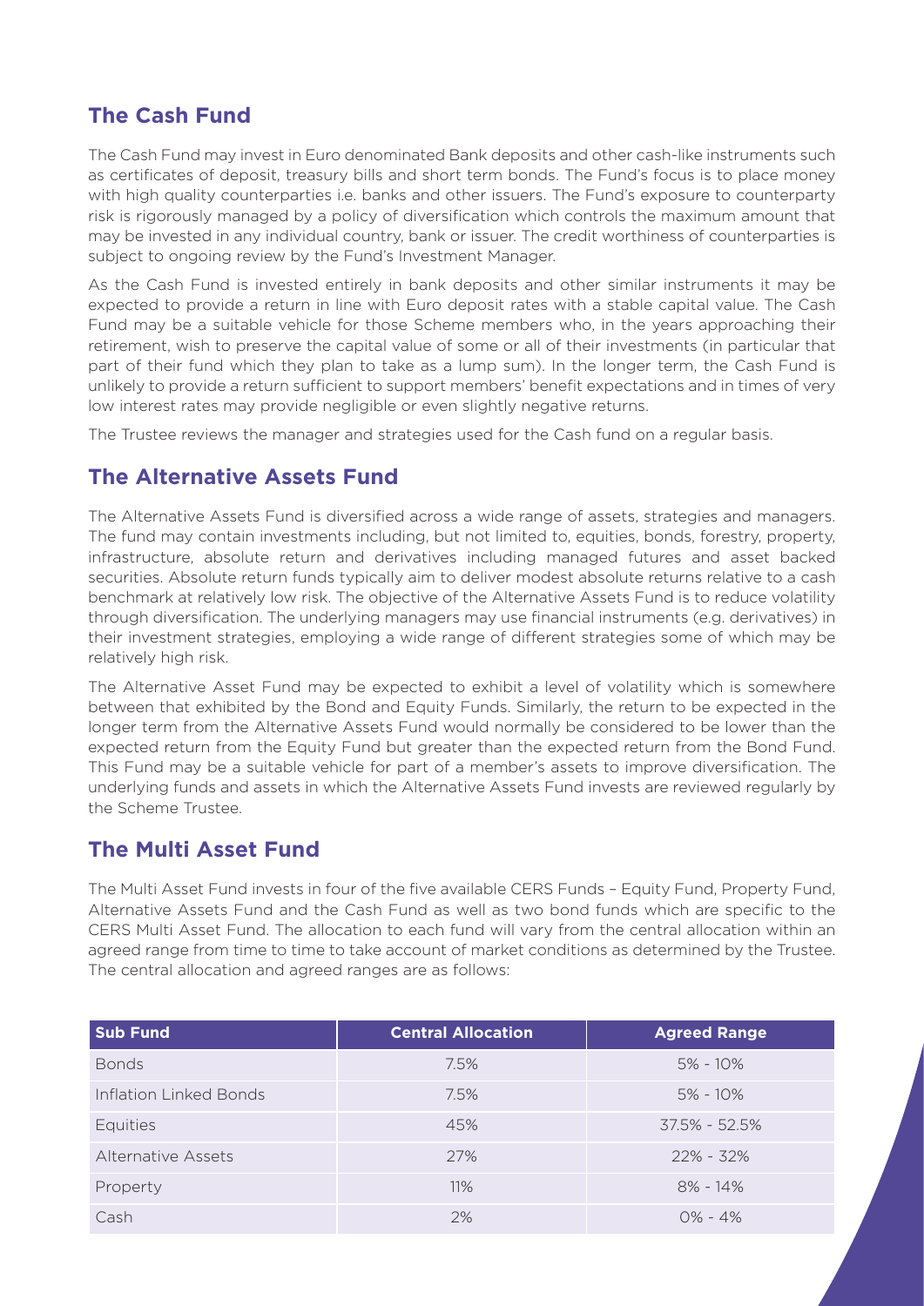## The Cash Fund

The Cash Fund may invest in Euro denominated Bank deposits and other cash-like instruments such as certificates of deposit, treasury bills and short term bonds. The Fund's focus is to place money with high quality counterparties i.e. banks and other issuers. The Fund's exposure to counterparty risk is rigorously managed by a policy of diversification which controls the maximum amount that may be invested in any individual country, bank or issuer. The credit worthiness of counterparties is subject to ongoing review by the Fund's Investment Manager.

As the Cash Fund is invested entirely in bank deposits and other similar instruments it may be expected to provide a return in line with Euro deposit rates with a stable capital value. The Cash Fund may be a suitable vehicle for those Scheme members who, in the years approaching their retirement, wish to preserve the capital value of some or all of their investments (in particular that part of their fund which they plan to take as a lump sum). In the longer term, the Cash Fund is unlikely to provide a return sufficient to support members' benefit expectations and in times of very low interest rates may provide negligible or even slightly negative returns.

The Trustee reviews the manager and strategies used for the Cash fund on a regular basis.

## The Alternative Assets Fund

The Alternative Assets Fund is diversified across a wide range of assets, strategies and managers. The fund may contain investments including, but not limited to, equities, bonds, forestry, property, infrastructure, absolute return and derivatives including managed futures and asset backed securities. Absolute return funds typically aim to deliver modest absolute returns relative to a cash benchmark at relatively low risk. The objective of the Alternative Assets Fund is to reduce volatility through diversification. The underlying managers may use financial instruments (e.g. derivatives) in their investment strategies, employing a wide range of different strategies some of which may be relatively high risk.

The Alternative Asset Fund may be expected to exhibit a level of volatility which is somewhere between that exhibited by the Bond and Equity Funds. Similarly, the return to be expected in the longer term from the Alternative Assets Fund would normally be considered to be lower than the expected return from the Equity Fund but greater than the expected return from the Bond Fund. This Fund may be a suitable vehicle for part of a member's assets to improve diversification. The underlying funds and assets in which the Alternative Assets Fund invests are reviewed regularly by the Scheme Trustee.

## The Multi Asset Fund

The Multi Asset Fund invests in four of the five available CERS Funds – Equity Fund, Property Fund, Alternative Assets Fund and the Cash Fund as well as two bond funds which are specific to the CERS Multi Asset Fund. The allocation to each fund will vary from the central allocation within an agreed range from time to time to take account of market conditions as determined by the Trustee. The central allocation and agreed ranges are as follows:

| Sub Fund | Central Allocation | Agreed Range |
|---|---|---|
| Bonds | 7.5% | 5% - 10% |
| Inflation Linked Bonds | 7.5% | 5% - 10% |
| Equities | 45% | 37.5% - 52.5% |
| Alternative Assets | 27% | 22% - 32% |
| Property | 11% | 8% - 14% |
| Cash | 2% | 0% - 4% |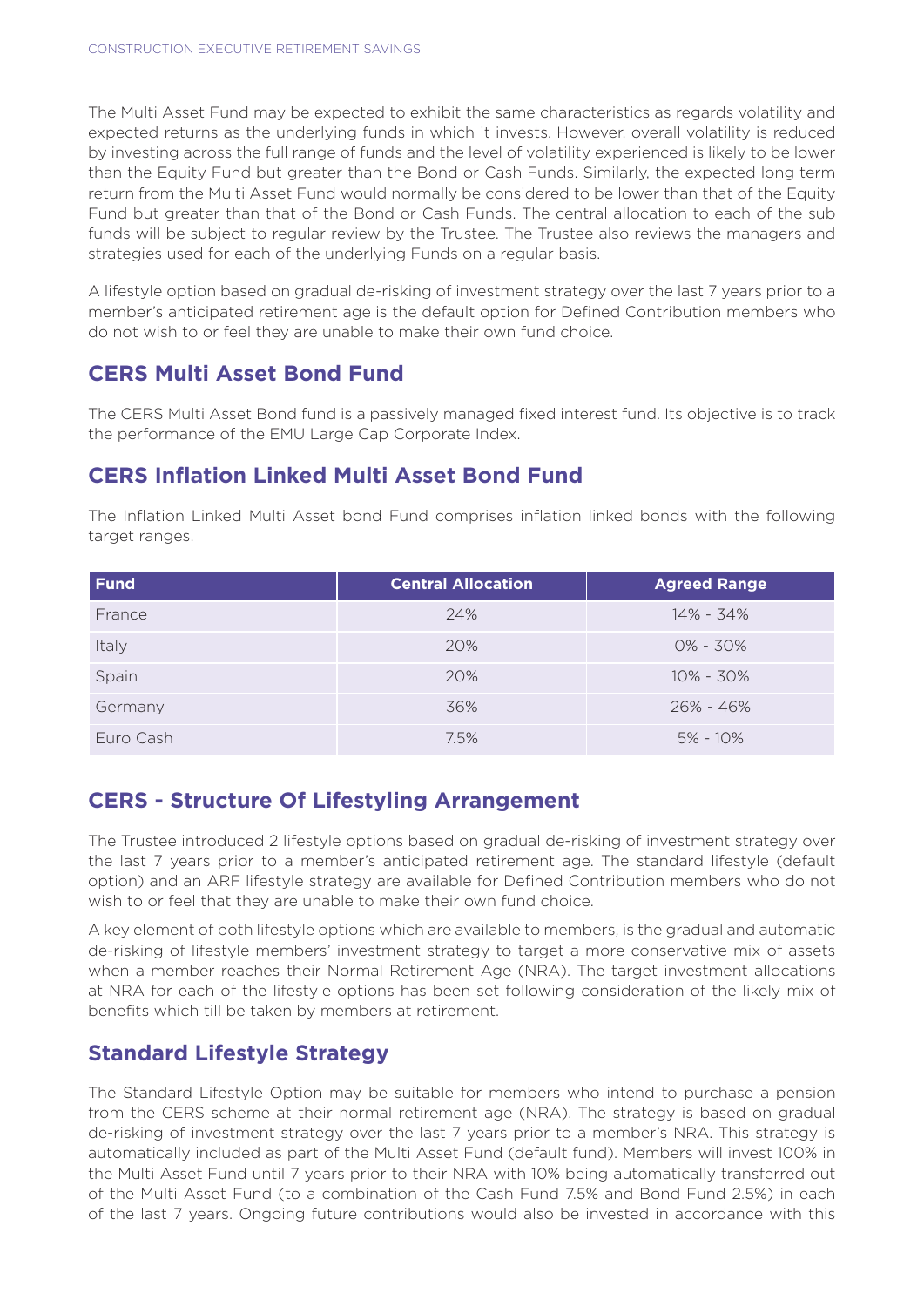The Multi Asset Fund may be expected to exhibit the same characteristics as regards volatility and expected returns as the underlying funds in which it invests. However, overall volatility is reduced by investing across the full range of funds and the level of volatility experienced is likely to be lower than the Equity Fund but greater than the Bond or Cash Funds. Similarly, the expected long term return from the Multi Asset Fund would normally be considered to be lower than that of the Equity Fund but greater than that of the Bond or Cash Funds. The central allocation to each of the sub funds will be subject to regular review by the Trustee. The Trustee also reviews the managers and strategies used for each of the underlying Funds on a regular basis.

A lifestyle option based on gradual de-risking of investment strategy over the last 7 years prior to a member's anticipated retirement age is the default option for Defined Contribution members who do not wish to or feel they are unable to make their own fund choice.

## CERS Multi Asset Bond Fund

The CERS Multi Asset Bond fund is a passively managed fixed interest fund. Its objective is to track the performance of the EMU Large Cap Corporate Index.

## CERS Inflation Linked Multi Asset Bond Fund

The Inflation Linked Multi Asset bond Fund comprises inflation linked bonds with the following target ranges.

| Fund | Central Allocation | Agreed Range |
|---|---|---|
| France | 24% | 14% - 34% |
| Italy | 20% | 0% - 30% |
| Spain | 20% | 10% - 30% |
| Germany | 36% | 26% - 46% |
| Euro Cash | 7.5% | 5% - 10% |

## CERS - Structure Of Lifestyling Arrangement

The Trustee introduced 2 lifestyle options based on gradual de-risking of investment strategy over the last 7 years prior to a member's anticipated retirement age. The standard lifestyle (default option) and an ARF lifestyle strategy are available for Defined Contribution members who do not wish to or feel that they are unable to make their own fund choice.

A key element of both lifestyle options which are available to members, is the gradual and automatic de-risking of lifestyle members' investment strategy to target a more conservative mix of assets when a member reaches their Normal Retirement Age (NRA). The target investment allocations at NRA for each of the lifestyle options has been set following consideration of the likely mix of benefits which till be taken by members at retirement.

## Standard Lifestyle Strategy

The Standard Lifestyle Option may be suitable for members who intend to purchase a pension from the CERS scheme at their normal retirement age (NRA). The strategy is based on gradual de-risking of investment strategy over the last 7 years prior to a member's NRA. This strategy is automatically included as part of the Multi Asset Fund (default fund). Members will invest 100% in the Multi Asset Fund until 7 years prior to their NRA with 10% being automatically transferred out of the Multi Asset Fund (to a combination of the Cash Fund 7.5% and Bond Fund 2.5%) in each of the last 7 years. Ongoing future contributions would also be invested in accordance with this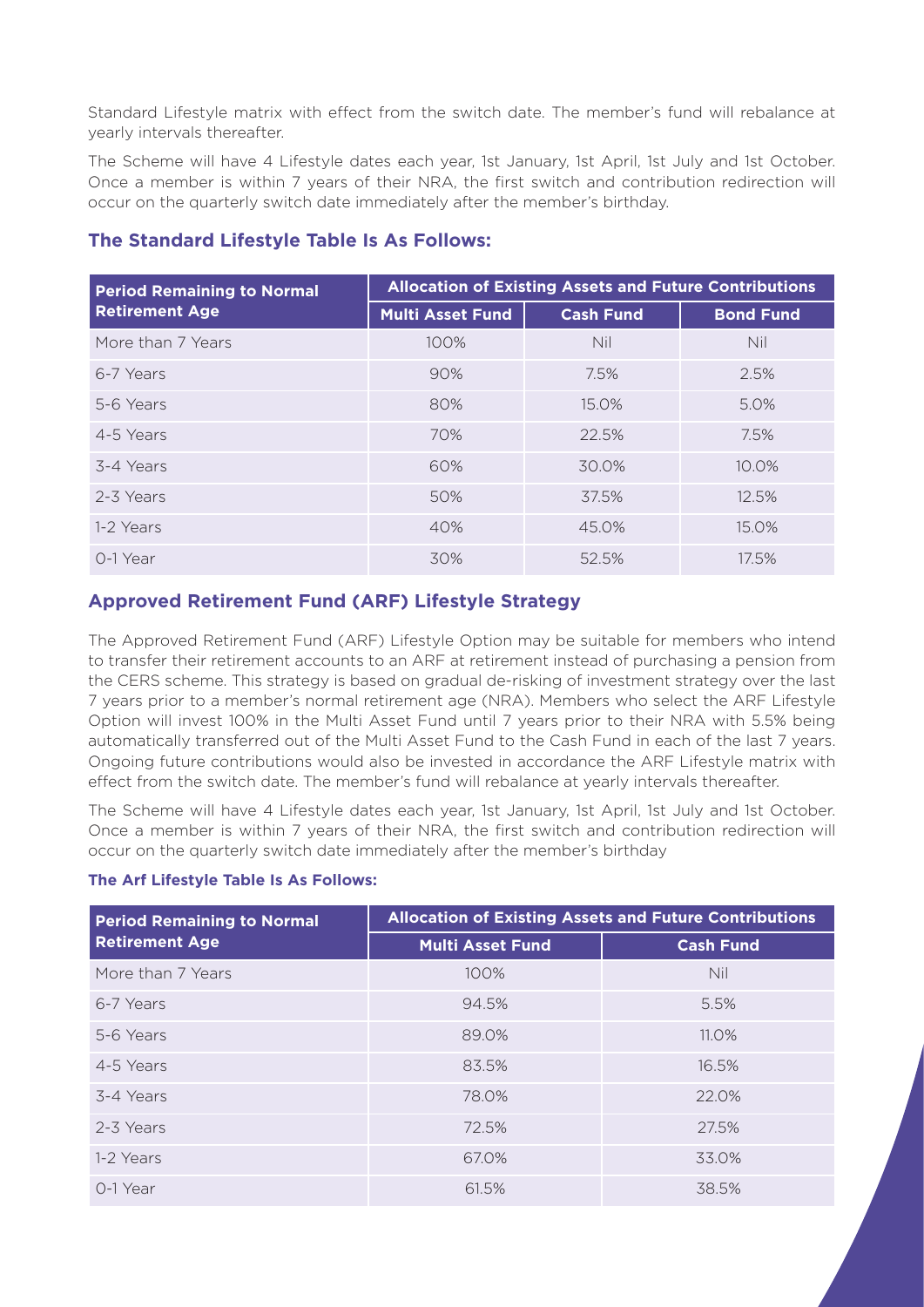Standard Lifestyle matrix with effect from the switch date. The member's fund will rebalance at yearly intervals thereafter.

The Scheme will have 4 Lifestyle dates each year, 1st January, 1st April, 1st July and 1st October. Once a member is within 7 years of their NRA, the first switch and contribution redirection will occur on the quarterly switch date immediately after the member's birthday.

## The Standard Lifestyle Table Is As Follows:

| Period Remaining to Normal Retirement Age | Allocation of Existing Assets and Future Contributions | | |
|---|---|---|---|
| | Multi Asset Fund | Cash Fund | Bond Fund |
| More than 7 Years | 100% | Nil | Nil |
| 6-7 Years | 90% | 7.5% | 2.5% |
| 5-6 Years | 80% | 15.0% | 5.0% |
| 4-5 Years | 70% | 22.5% | 7.5% |
| 3-4 Years | 60% | 30.0% | 10.0% |
| 2-3 Years | 50% | 37.5% | 12.5% |
| 1-2 Years | 40% | 45.0% | 15.0% |
| 0-1 Year | 30% | 52.5% | 17.5% |

## Approved Retirement Fund (ARF) Lifestyle Strategy

The Approved Retirement Fund (ARF) Lifestyle Option may be suitable for members who intend to transfer their retirement accounts to an ARF at retirement instead of purchasing a pension from the CERS scheme. This strategy is based on gradual de-risking of investment strategy over the last 7 years prior to a member's normal retirement age (NRA). Members who select the ARF Lifestyle Option will invest 100% in the Multi Asset Fund until 7 years prior to their NRA with 5.5% being automatically transferred out of the Multi Asset Fund to the Cash Fund in each of the last 7 years. Ongoing future contributions would also be invested in accordance the ARF Lifestyle matrix with effect from the switch date. The member's fund will rebalance at yearly intervals thereafter.

The Scheme will have 4 Lifestyle dates each year, 1st January, 1st April, 1st July and 1st October. Once a member is within 7 years of their NRA, the first switch and contribution redirection will occur on the quarterly switch date immediately after the member's birthday

### The Arf Lifestyle Table Is As Follows:

| Period Remaining to Normal Retirement Age | Allocation of Existing Assets and Future Contributions | |
|---|---|---|
| | Multi Asset Fund | Cash Fund |
| More than 7 Years | 100% | Nil |
| 6-7 Years | 94.5% | 5.5% |
| 5-6 Years | 89.0% | 11.0% |
| 4-5 Years | 83.5% | 16.5% |
| 3-4 Years | 78.0% | 22.0% |
| 2-3 Years | 72.5% | 27.5% |
| 1-2 Years | 67.0% | 33.0% |
| 0-1 Year | 61.5% | 38.5% |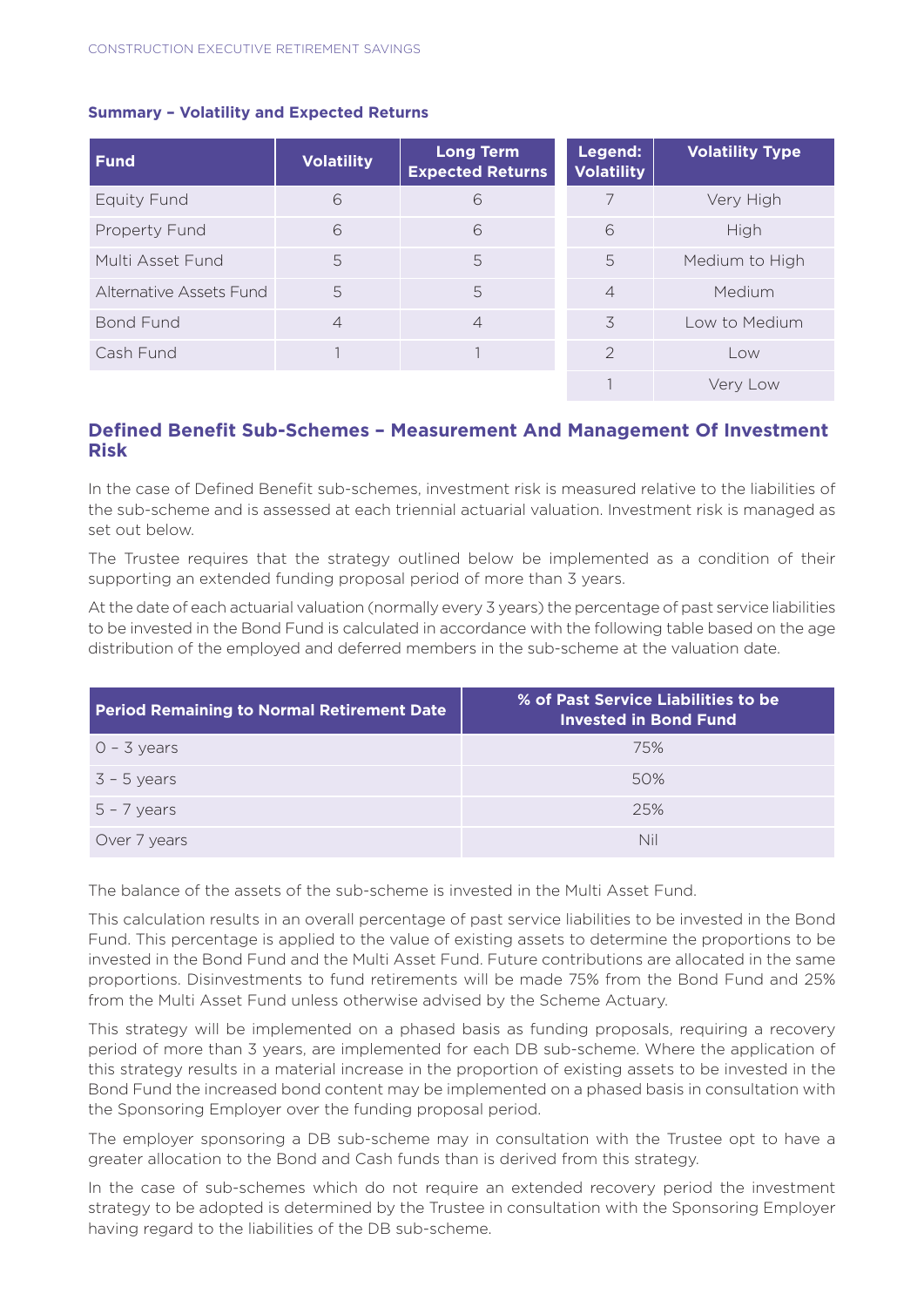**Summary – Volatility and Expected Returns**

| Fund | Volatility | Long Term Expected Returns |
|---|---|---|
| Equity Fund | 6 | 6 |
| Property Fund | 6 | 6 |
| Multi Asset Fund | 5 | 5 |
| Alternative Assets Fund | 5 | 5 |
| Bond Fund | 4 | 4 |
| Cash Fund | 1 | 1 |

| Legend: Volatility | Volatility Type |
|---|---|
| 7 | Very High |
| 6 | High |
| 5 | Medium to High |
| 4 | Medium |
| 3 | Low to Medium |
| 2 | Low |
| 1 | Very Low |

## Defined Benefit Sub-Schemes – Measurement And Management Of Investment Risk

In the case of Defined Benefit sub-schemes, investment risk is measured relative to the liabilities of the sub-scheme and is assessed at each triennial actuarial valuation. Investment risk is managed as set out below.

The Trustee requires that the strategy outlined below be implemented as a condition of their supporting an extended funding proposal period of more than 3 years.

At the date of each actuarial valuation (normally every 3 years) the percentage of past service liabilities to be invested in the Bond Fund is calculated in accordance with the following table based on the age distribution of the employed and deferred members in the sub-scheme at the valuation date.

| Period Remaining to Normal Retirement Date | % of Past Service Liabilities to be Invested in Bond Fund |
|---|---|
| 0 – 3 years | 75% |
| 3 – 5 years | 50% |
| 5 – 7 years | 25% |
| Over 7 years | Nil |

The balance of the assets of the sub-scheme is invested in the Multi Asset Fund.

This calculation results in an overall percentage of past service liabilities to be invested in the Bond Fund. This percentage is applied to the value of existing assets to determine the proportions to be invested in the Bond Fund and the Multi Asset Fund. Future contributions are allocated in the same proportions. Disinvestments to fund retirements will be made 75% from the Bond Fund and 25% from the Multi Asset Fund unless otherwise advised by the Scheme Actuary.

This strategy will be implemented on a phased basis as funding proposals, requiring a recovery period of more than 3 years, are implemented for each DB sub-scheme. Where the application of this strategy results in a material increase in the proportion of existing assets to be invested in the Bond Fund the increased bond content may be implemented on a phased basis in consultation with the Sponsoring Employer over the funding proposal period.

The employer sponsoring a DB sub-scheme may in consultation with the Trustee opt to have a greater allocation to the Bond and Cash funds than is derived from this strategy.

In the case of sub-schemes which do not require an extended recovery period the investment strategy to be adopted is determined by the Trustee in consultation with the Sponsoring Employer having regard to the liabilities of the DB sub-scheme.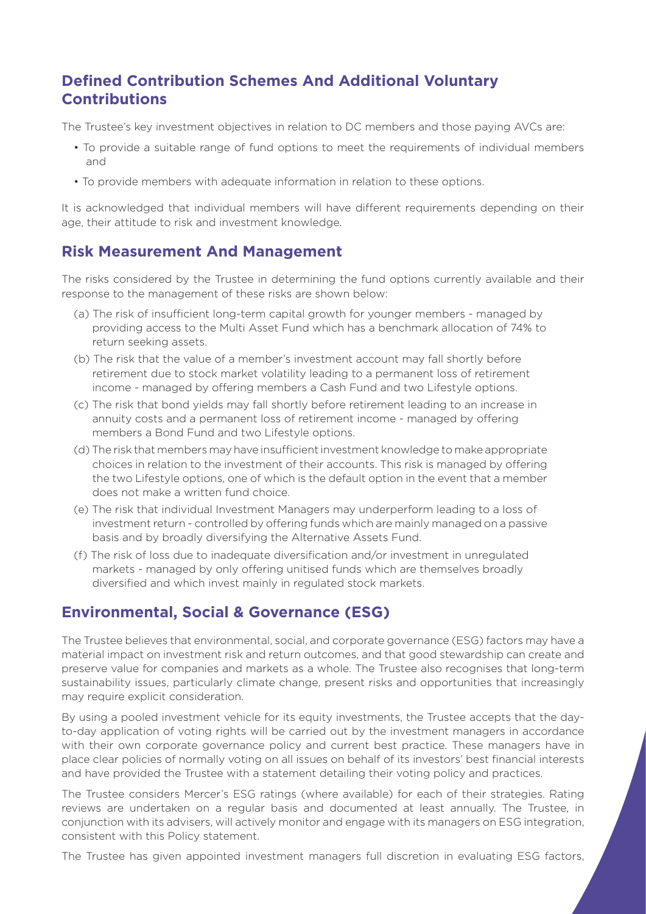## Defined Contribution Schemes And Additional Voluntary Contributions

The Trustee's key investment objectives in relation to DC members and those paying AVCs are:

- To provide a suitable range of fund options to meet the requirements of individual members and
- To provide members with adequate information in relation to these options.

It is acknowledged that individual members will have different requirements depending on their age, their attitude to risk and investment knowledge.

## Risk Measurement And Management

The risks considered by the Trustee in determining the fund options currently available and their response to the management of these risks are shown below:

(a) The risk of insufficient long-term capital growth for younger members - managed by providing access to the Multi Asset Fund which has a benchmark allocation of 74% to return seeking assets.

(b) The risk that the value of a member's investment account may fall shortly before retirement due to stock market volatility leading to a permanent loss of retirement income - managed by offering members a Cash Fund and two Lifestyle options.

(c) The risk that bond yields may fall shortly before retirement leading to an increase in annuity costs and a permanent loss of retirement income - managed by offering members a Bond Fund and two Lifestyle options.

(d) The risk that members may have insufficient investment knowledge to make appropriate choices in relation to the investment of their accounts. This risk is managed by offering the two Lifestyle options, one of which is the default option in the event that a member does not make a written fund choice.

(e) The risk that individual Investment Managers may underperform leading to a loss of investment return - controlled by offering funds which are mainly managed on a passive basis and by broadly diversifying the Alternative Assets Fund.

(f) The risk of loss due to inadequate diversification and/or investment in unregulated markets - managed by only offering unitised funds which are themselves broadly diversified and which invest mainly in regulated stock markets.

## Environmental, Social & Governance (ESG)

The Trustee believes that environmental, social, and corporate governance (ESG) factors may have a material impact on investment risk and return outcomes, and that good stewardship can create and preserve value for companies and markets as a whole. The Trustee also recognises that long-term sustainability issues, particularly climate change, present risks and opportunities that increasingly may require explicit consideration.

By using a pooled investment vehicle for its equity investments, the Trustee accepts that the day-to-day application of voting rights will be carried out by the investment managers in accordance with their own corporate governance policy and current best practice. These managers have in place clear policies of normally voting on all issues on behalf of its investors' best financial interests and have provided the Trustee with a statement detailing their voting policy and practices.

The Trustee considers Mercer's ESG ratings (where available) for each of their strategies. Rating reviews are undertaken on a regular basis and documented at least annually. The Trustee, in conjunction with its advisers, will actively monitor and engage with its managers on ESG integration, consistent with this Policy statement.

The Trustee has given appointed investment managers full discretion in evaluating ESG factors,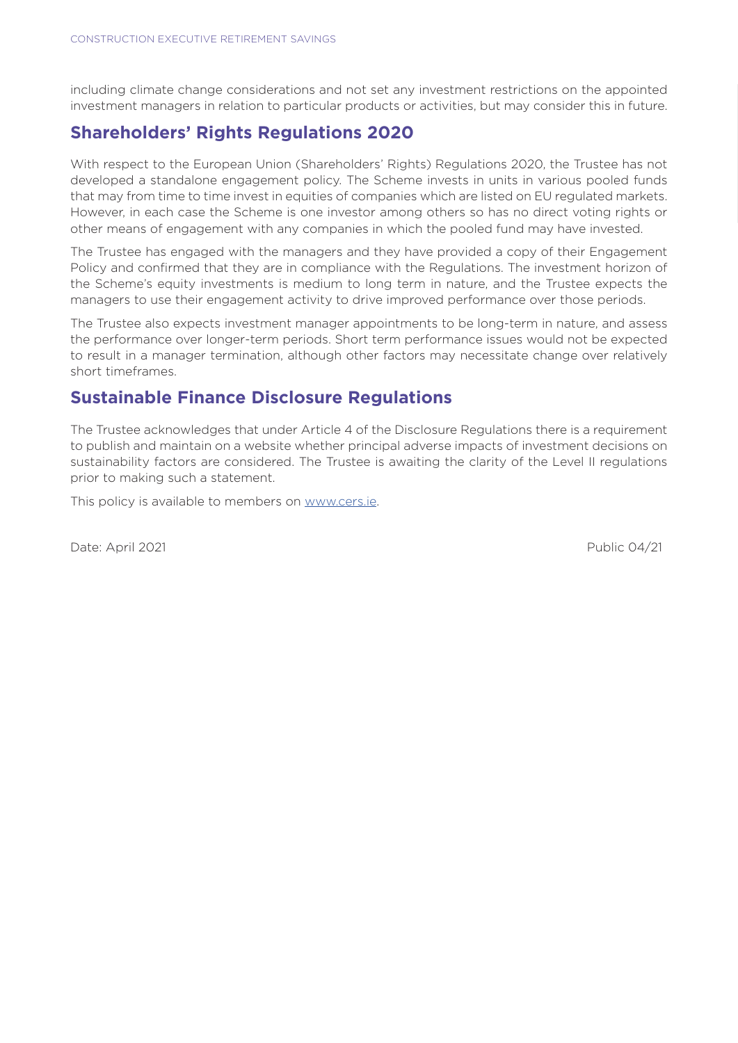including climate change considerations and not set any investment restrictions on the appointed investment managers in relation to particular products or activities, but may consider this in future.

## Shareholders' Rights Regulations 2020

With respect to the European Union (Shareholders' Rights) Regulations 2020, the Trustee has not developed a standalone engagement policy. The Scheme invests in units in various pooled funds that may from time to time invest in equities of companies which are listed on EU regulated markets. However, in each case the Scheme is one investor among others so has no direct voting rights or other means of engagement with any companies in which the pooled fund may have invested.

The Trustee has engaged with the managers and they have provided a copy of their Engagement Policy and confirmed that they are in compliance with the Regulations. The investment horizon of the Scheme's equity investments is medium to long term in nature, and the Trustee expects the managers to use their engagement activity to drive improved performance over those periods.

The Trustee also expects investment manager appointments to be long-term in nature, and assess the performance over longer-term periods. Short term performance issues would not be expected to result in a manager termination, although other factors may necessitate change over relatively short timeframes.

## Sustainable Finance Disclosure Regulations

The Trustee acknowledges that under Article 4 of the Disclosure Regulations there is a requirement to publish and maintain on a website whether principal adverse impacts of investment decisions on sustainability factors are considered. The Trustee is awaiting the clarity of the Level II regulations prior to making such a statement.

This policy is available to members on [www.cers.ie](http://www.cers.ie).

Date: April 2021

Public 04/21